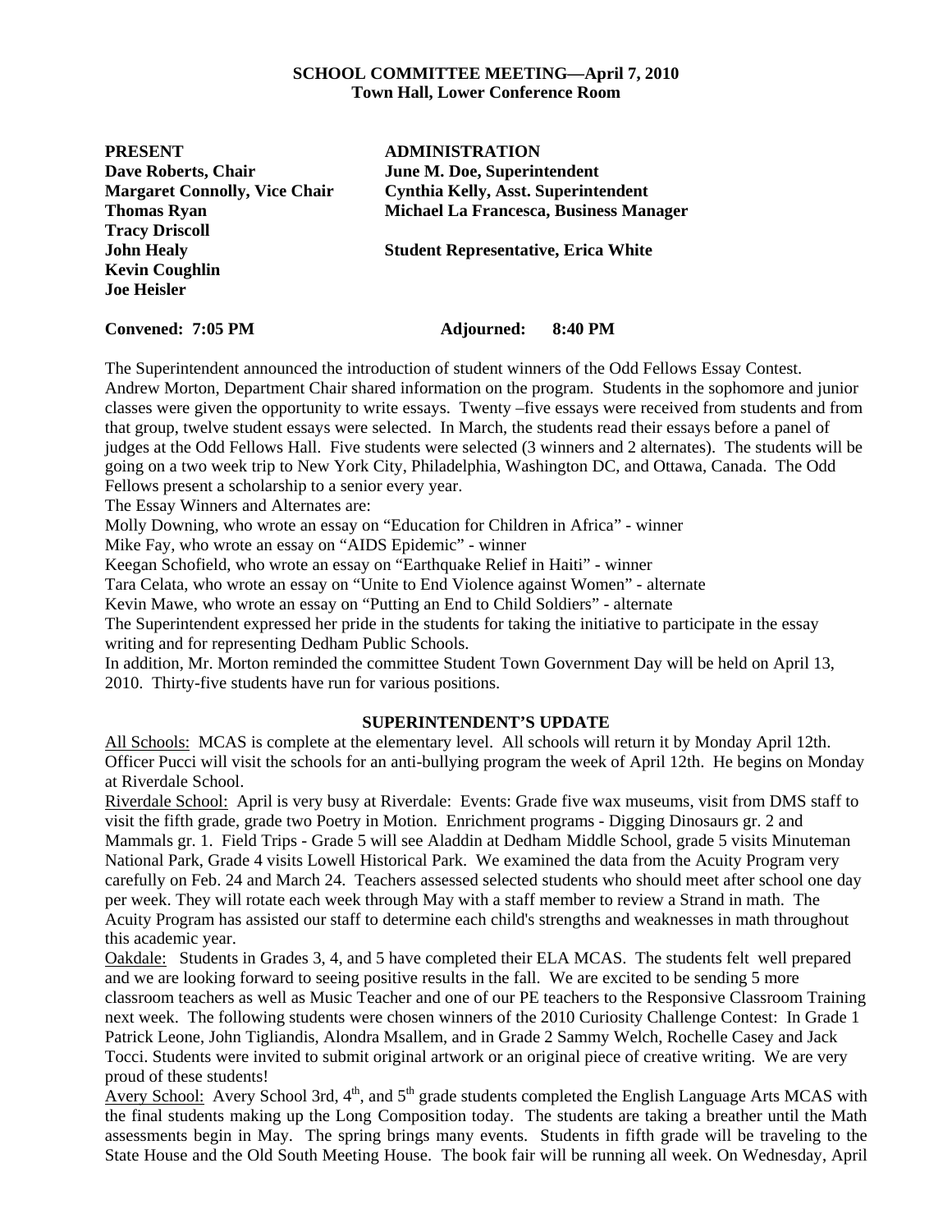**SCHOOL COMMITTEE MEETING—April 7, 2010**
**Town Hall, Lower Conference Room**

| PRESENT | ADMINISTRATION |
|---|---|
| **Dave Roberts, Chair** | **June M. Doe, Superintendent** |
| **Margaret Connolly, Vice Chair** | **Cynthia Kelly, Asst. Superintendent** |
| **Thomas Ryan** | **Michael La Francesca, Business Manager** |
| **Tracy Driscoll** | |
| **John Healy** | **Student Representative, Erica White** |
| **Kevin Coughlin** | |
| **Joe Heisler** | |

**Convened: 7:05 PM** **Adjourned: 8:40 PM**

The Superintendent announced the introduction of student winners of the Odd Fellows Essay Contest. Andrew Morton, Department Chair shared information on the program. Students in the sophomore and junior classes were given the opportunity to write essays. Twenty –five essays were received from students and from that group, twelve student essays were selected. In March, the students read their essays before a panel of judges at the Odd Fellows Hall. Five students were selected (3 winners and 2 alternates). The students will be going on a two week trip to New York City, Philadelphia, Washington DC, and Ottawa, Canada. The Odd Fellows present a scholarship to a senior every year.

The Essay Winners and Alternates are:

Molly Downing, who wrote an essay on "Education for Children in Africa" - winner

Mike Fay, who wrote an essay on "AIDS Epidemic" - winner

Keegan Schofield, who wrote an essay on "Earthquake Relief in Haiti" - winner

Tara Celata, who wrote an essay on "Unite to End Violence against Women" - alternate

Kevin Mawe, who wrote an essay on "Putting an End to Child Soldiers" - alternate

The Superintendent expressed her pride in the students for taking the initiative to participate in the essay writing and for representing Dedham Public Schools.

In addition, Mr. Morton reminded the committee Student Town Government Day will be held on April 13, 2010. Thirty-five students have run for various positions.

## SUPERINTENDENT'S UPDATE

All Schools: MCAS is complete at the elementary level. All schools will return it by Monday April 12th. Officer Pucci will visit the schools for an anti-bullying program the week of April 12th. He begins on Monday at Riverdale School.

Riverdale School: April is very busy at Riverdale: Events: Grade five wax museums, visit from DMS staff to visit the fifth grade, grade two Poetry in Motion. Enrichment programs - Digging Dinosaurs gr. 2 and Mammals gr. 1. Field Trips - Grade 5 will see Aladdin at Dedham Middle School, grade 5 visits Minuteman National Park, Grade 4 visits Lowell Historical Park. We examined the data from the Acuity Program very carefully on Feb. 24 and March 24. Teachers assessed selected students who should meet after school one day per week. They will rotate each week through May with a staff member to review a Strand in math. The Acuity Program has assisted our staff to determine each child's strengths and weaknesses in math throughout this academic year.

Oakdale: Students in Grades 3, 4, and 5 have completed their ELA MCAS. The students felt well prepared and we are looking forward to seeing positive results in the fall. We are excited to be sending 5 more classroom teachers as well as Music Teacher and one of our PE teachers to the Responsive Classroom Training next week. The following students were chosen winners of the 2010 Curiosity Challenge Contest: In Grade 1 Patrick Leone, John Tigliandis, Alondra Msallem, and in Grade 2 Sammy Welch, Rochelle Casey and Jack Tocci. Students were invited to submit original artwork or an original piece of creative writing. We are very proud of these students!

Avery School: Avery School 3rd, 4th, and 5th grade students completed the English Language Arts MCAS with the final students making up the Long Composition today. The students are taking a breather until the Math assessments begin in May. The spring brings many events. Students in fifth grade will be traveling to the State House and the Old South Meeting House. The book fair will be running all week. On Wednesday, April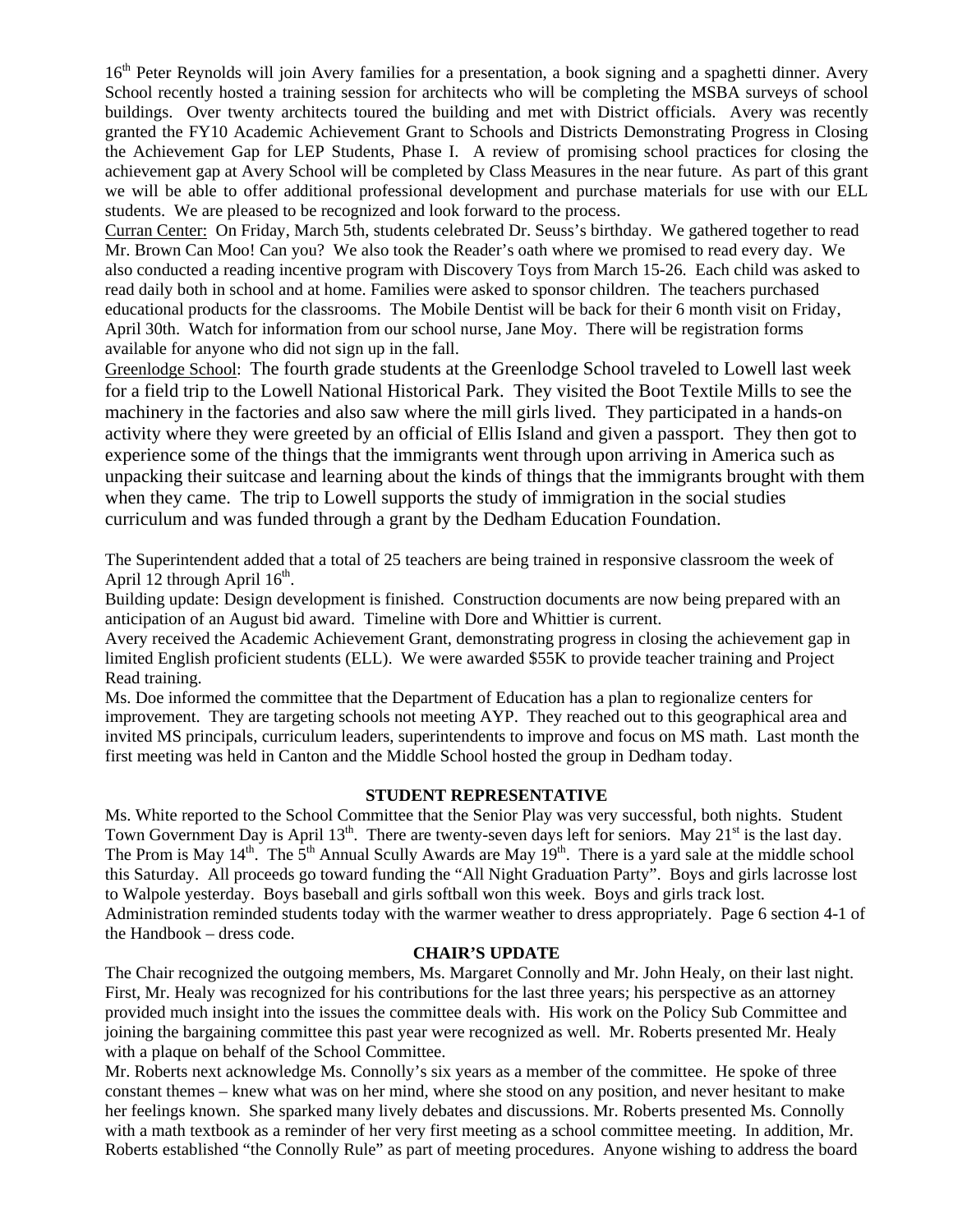16th Peter Reynolds will join Avery families for a presentation, a book signing and a spaghetti dinner. Avery School recently hosted a training session for architects who will be completing the MSBA surveys of school buildings. Over twenty architects toured the building and met with District officials. Avery was recently granted the FY10 Academic Achievement Grant to Schools and Districts Demonstrating Progress in Closing the Achievement Gap for LEP Students, Phase I. A review of promising school practices for closing the achievement gap at Avery School will be completed by Class Measures in the near future. As part of this grant we will be able to offer additional professional development and purchase materials for use with our ELL students. We are pleased to be recognized and look forward to the process.

Curran Center: On Friday, March 5th, students celebrated Dr. Seuss's birthday. We gathered together to read Mr. Brown Can Moo! Can you? We also took the Reader's oath where we promised to read every day. We also conducted a reading incentive program with Discovery Toys from March 15-26. Each child was asked to read daily both in school and at home. Families were asked to sponsor children. The teachers purchased educational products for the classrooms. The Mobile Dentist will be back for their 6 month visit on Friday, April 30th. Watch for information from our school nurse, Jane Moy. There will be registration forms available for anyone who did not sign up in the fall.

Greenlodge School: The fourth grade students at the Greenlodge School traveled to Lowell last week for a field trip to the Lowell National Historical Park. They visited the Boot Textile Mills to see the machinery in the factories and also saw where the mill girls lived. They participated in a hands-on activity where they were greeted by an official of Ellis Island and given a passport. They then got to experience some of the things that the immigrants went through upon arriving in America such as unpacking their suitcase and learning about the kinds of things that the immigrants brought with them when they came. The trip to Lowell supports the study of immigration in the social studies curriculum and was funded through a grant by the Dedham Education Foundation.

The Superintendent added that a total of 25 teachers are being trained in responsive classroom the week of April 12 through April 16th.

Building update: Design development is finished. Construction documents are now being prepared with an anticipation of an August bid award. Timeline with Dore and Whittier is current.

Avery received the Academic Achievement Grant, demonstrating progress in closing the achievement gap in limited English proficient students (ELL). We were awarded $55K to provide teacher training and Project Read training.

Ms. Doe informed the committee that the Department of Education has a plan to regionalize centers for improvement. They are targeting schools not meeting AYP. They reached out to this geographical area and invited MS principals, curriculum leaders, superintendents to improve and focus on MS math. Last month the first meeting was held in Canton and the Middle School hosted the group in Dedham today.

## STUDENT REPRESENTATIVE

Ms. White reported to the School Committee that the Senior Play was very successful, both nights. Student Town Government Day is April 13th. There are twenty-seven days left for seniors. May 21st is the last day. The Prom is May 14th. The 5th Annual Scully Awards are May 19th. There is a yard sale at the middle school this Saturday. All proceeds go toward funding the "All Night Graduation Party". Boys and girls lacrosse lost to Walpole yesterday. Boys baseball and girls softball won this week. Boys and girls track lost. Administration reminded students today with the warmer weather to dress appropriately. Page 6 section 4-1 of the Handbook – dress code.

## CHAIR'S UPDATE

The Chair recognized the outgoing members, Ms. Margaret Connolly and Mr. John Healy, on their last night. First, Mr. Healy was recognized for his contributions for the last three years; his perspective as an attorney provided much insight into the issues the committee deals with. His work on the Policy Sub Committee and joining the bargaining committee this past year were recognized as well. Mr. Roberts presented Mr. Healy with a plaque on behalf of the School Committee.

Mr. Roberts next acknowledge Ms. Connolly's six years as a member of the committee. He spoke of three constant themes – knew what was on her mind, where she stood on any position, and never hesitant to make her feelings known. She sparked many lively debates and discussions. Mr. Roberts presented Ms. Connolly with a math textbook as a reminder of her very first meeting as a school committee meeting. In addition, Mr. Roberts established "the Connolly Rule" as part of meeting procedures. Anyone wishing to address the board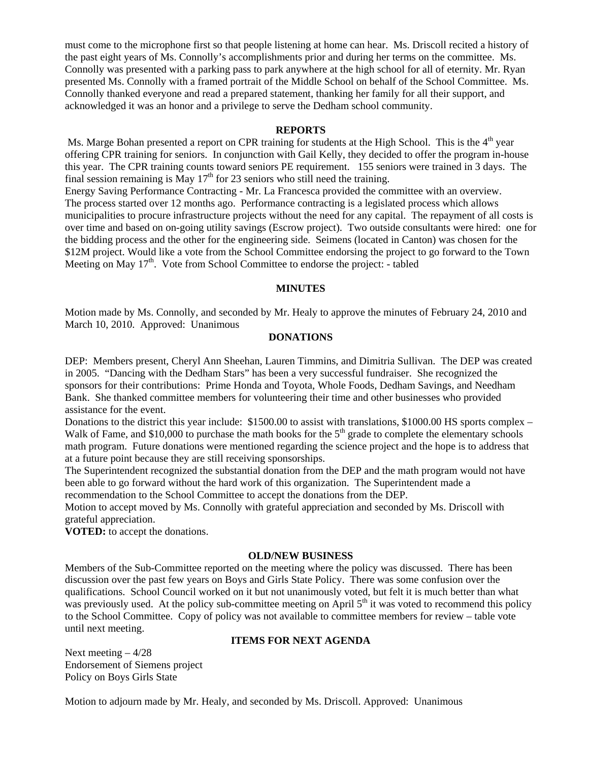must come to the microphone first so that people listening at home can hear. Ms. Driscoll recited a history of the past eight years of Ms. Connolly's accomplishments prior and during her terms on the committee. Ms. Connolly was presented with a parking pass to park anywhere at the high school for all of eternity. Mr. Ryan presented Ms. Connolly with a framed portrait of the Middle School on behalf of the School Committee. Ms. Connolly thanked everyone and read a prepared statement, thanking her family for all their support, and acknowledged it was an honor and a privilege to serve the Dedham school community.

**REPORTS**

Ms. Marge Bohan presented a report on CPR training for students at the High School. This is the 4th year offering CPR training for seniors. In conjunction with Gail Kelly, they decided to offer the program in-house this year. The CPR training counts toward seniors PE requirement. 155 seniors were trained in 3 days. The final session remaining is May 17th for 23 seniors who still need the training.

Energy Saving Performance Contracting - Mr. La Francesca provided the committee with an overview. The process started over 12 months ago. Performance contracting is a legislated process which allows municipalities to procure infrastructure projects without the need for any capital. The repayment of all costs is over time and based on on-going utility savings (Escrow project). Two outside consultants were hired: one for the bidding process and the other for the engineering side. Seimens (located in Canton) was chosen for the $12M project. Would like a vote from the School Committee endorsing the project to go forward to the Town Meeting on May 17th. Vote from School Committee to endorse the project: - tabled

**MINUTES**

Motion made by Ms. Connolly, and seconded by Mr. Healy to approve the minutes of February 24, 2010 and March 10, 2010. Approved: Unanimous

**DONATIONS**

DEP: Members present, Cheryl Ann Sheehan, Lauren Timmins, and Dimitria Sullivan. The DEP was created in 2005. "Dancing with the Dedham Stars" has been a very successful fundraiser. She recognized the sponsors for their contributions: Prime Honda and Toyota, Whole Foods, Dedham Savings, and Needham Bank. She thanked committee members for volunteering their time and other businesses who provided assistance for the event.

Donations to the district this year include: $1500.00 to assist with translations, $1000.00 HS sports complex – Walk of Fame, and $10,000 to purchase the math books for the 5th grade to complete the elementary schools math program. Future donations were mentioned regarding the science project and the hope is to address that at a future point because they are still receiving sponsorships.

The Superintendent recognized the substantial donation from the DEP and the math program would not have been able to go forward without the hard work of this organization. The Superintendent made a recommendation to the School Committee to accept the donations from the DEP.

Motion to accept moved by Ms. Connolly with grateful appreciation and seconded by Ms. Driscoll with grateful appreciation.

**VOTED:** to accept the donations.

**OLD/NEW BUSINESS**

Members of the Sub-Committee reported on the meeting where the policy was discussed. There has been discussion over the past few years on Boys and Girls State Policy. There was some confusion over the qualifications. School Council worked on it but not unanimously voted, but felt it is much better than what was previously used. At the policy sub-committee meeting on April 5th it was voted to recommend this policy to the School Committee. Copy of policy was not available to committee members for review – table vote until next meeting.

**ITEMS FOR NEXT AGENDA**

Next meeting – 4/28
Endorsement of Siemens project
Policy on Boys Girls State

Motion to adjourn made by Mr. Healy, and seconded by Ms. Driscoll. Approved: Unanimous